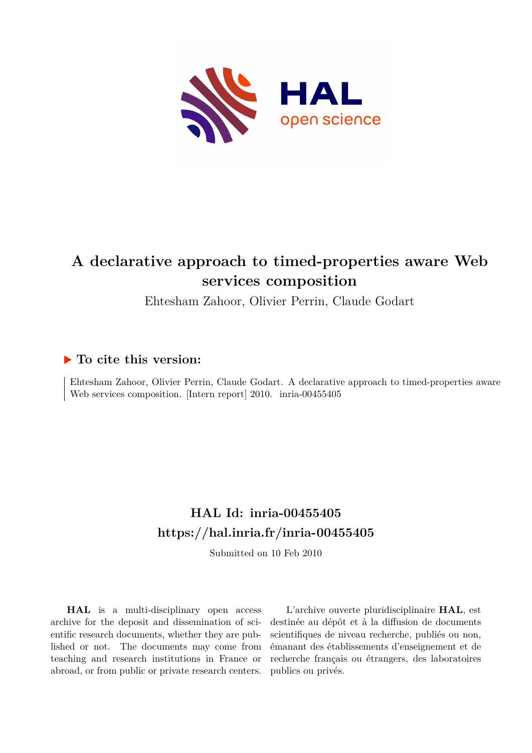# A declarative approach to timed-properties aware Web services composition

Ehtesham Zahoor, Olivier Perrin, Claude Godart

## ▶ To cite this version:

Ehtesham Zahoor, Olivier Perrin, Claude Godart. A declarative approach to timed-properties aware Web services composition. [Intern report] 2010. inria-00455405

## HAL Id: inria-00455405
## https://hal.inria.fr/inria-00455405

Submitted on 10 Feb 2010

**HAL** is a multi-disciplinary open access archive for the deposit and dissemination of scientific research documents, whether they are published or not. The documents may come from teaching and research institutions in France or abroad, or from public or private research centers.

L'archive ouverte pluridisciplinaire **HAL**, est destinée au dépôt et à la diffusion de documents scientifiques de niveau recherche, publiés ou non, émanant des établissements d'enseignement et de recherche français ou étrangers, des laboratoires publics ou privés.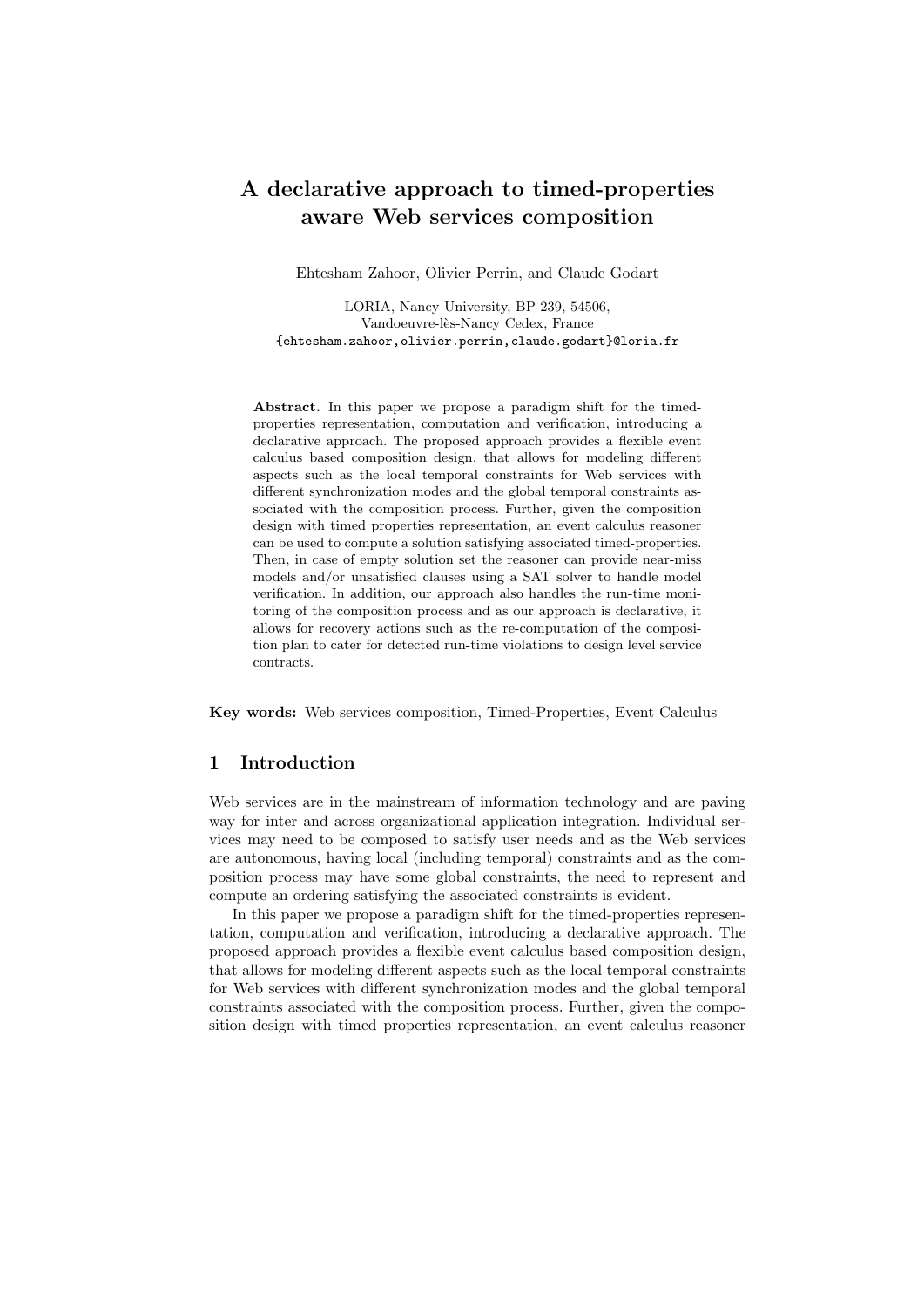# A declarative approach to timed-properties aware Web services composition

Ehtesham Zahoor, Olivier Perrin, and Claude Godart

LORIA, Nancy University, BP 239, 54506,
Vandoeuvre-lès-Nancy Cedex, France
{ehtesham.zahoor,olivier.perrin,claude.godart}@loria.fr

**Abstract.** In this paper we propose a paradigm shift for the timed-properties representation, computation and verification, introducing a declarative approach. The proposed approach provides a flexible event calculus based composition design, that allows for modeling different aspects such as the local temporal constraints for Web services with different synchronization modes and the global temporal constraints associated with the composition process. Further, given the composition design with timed properties representation, an event calculus reasoner can be used to compute a solution satisfying associated timed-properties. Then, in case of empty solution set the reasoner can provide near-miss models and/or unsatisfied clauses using a SAT solver to handle model verification. In addition, our approach also handles the run-time monitoring of the composition process and as our approach is declarative, it allows for recovery actions such as the re-computation of the composition plan to cater for detected run-time violations to design level service contracts.

**Key words:** Web services composition, Timed-Properties, Event Calculus

## 1 Introduction

Web services are in the mainstream of information technology and are paving way for inter and across organizational application integration. Individual services may need to be composed to satisfy user needs and as the Web services are autonomous, having local (including temporal) constraints and as the composition process may have some global constraints, the need to represent and compute an ordering satisfying the associated constraints is evident.

In this paper we propose a paradigm shift for the timed-properties representation, computation and verification, introducing a declarative approach. The proposed approach provides a flexible event calculus based composition design, that allows for modeling different aspects such as the local temporal constraints for Web services with different synchronization modes and the global temporal constraints associated with the composition process. Further, given the composition design with timed properties representation, an event calculus reasoner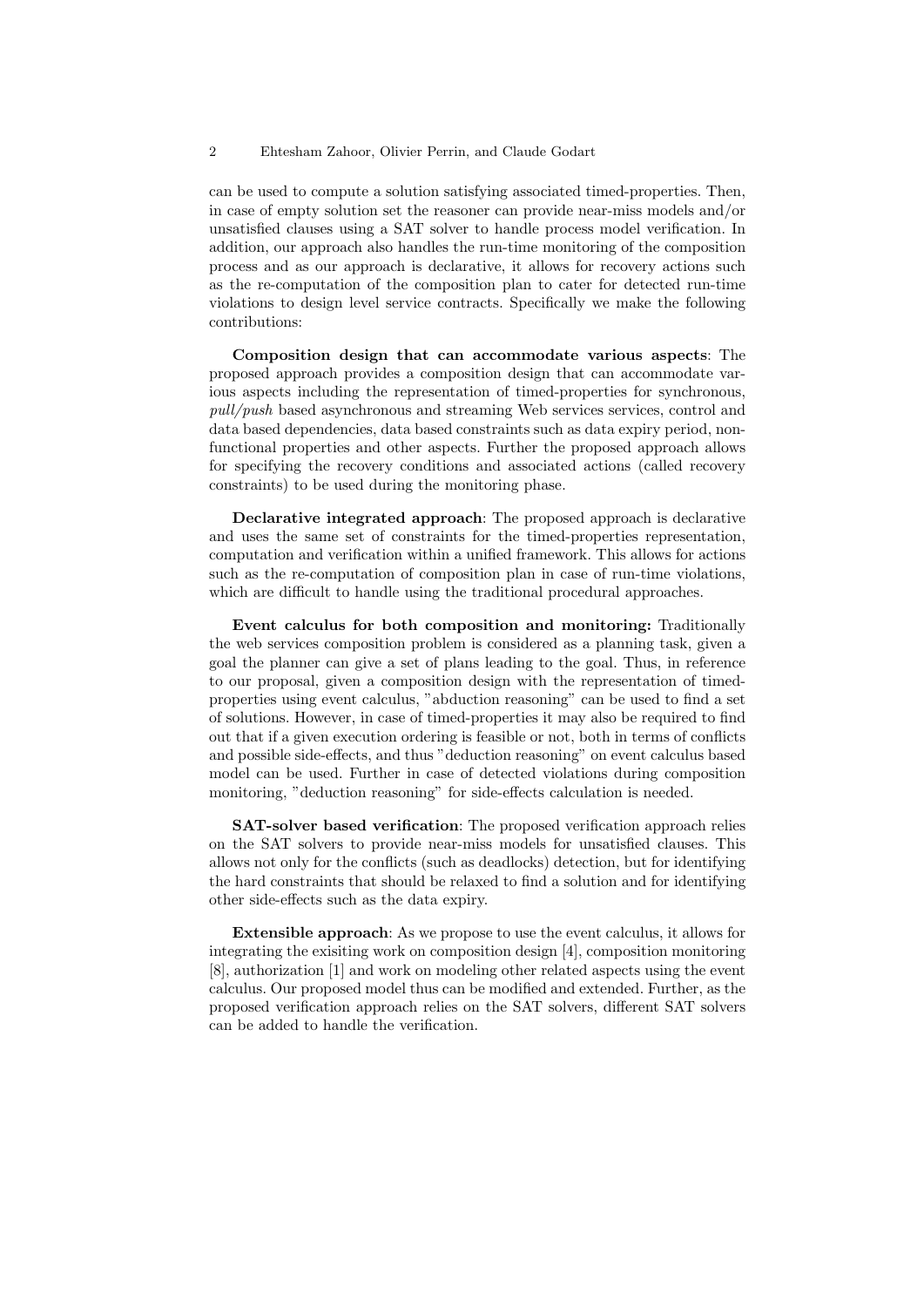can be used to compute a solution satisfying associated timed-properties. Then, in case of empty solution set the reasoner can provide near-miss models and/or unsatisfied clauses using a SAT solver to handle process model verification. In addition, our approach also handles the run-time monitoring of the composition process and as our approach is declarative, it allows for recovery actions such as the re-computation of the composition plan to cater for detected run-time violations to design level service contracts. Specifically we make the following contributions:

**Composition design that can accommodate various aspects**: The proposed approach provides a composition design that can accommodate various aspects including the representation of timed-properties for synchronous, *pull/push* based asynchronous and streaming Web services services, control and data based dependencies, data based constraints such as data expiry period, non-functional properties and other aspects. Further the proposed approach allows for specifying the recovery conditions and associated actions (called recovery constraints) to be used during the monitoring phase.

**Declarative integrated approach**: The proposed approach is declarative and uses the same set of constraints for the timed-properties representation, computation and verification within a unified framework. This allows for actions such as the re-computation of composition plan in case of run-time violations, which are difficult to handle using the traditional procedural approaches.

**Event calculus for both composition and monitoring:** Traditionally the web services composition problem is considered as a planning task, given a goal the planner can give a set of plans leading to the goal. Thus, in reference to our proposal, given a composition design with the representation of timed-properties using event calculus, "abduction reasoning" can be used to find a set of solutions. However, in case of timed-properties it may also be required to find out that if a given execution ordering is feasible or not, both in terms of conflicts and possible side-effects, and thus "deduction reasoning" on event calculus based model can be used. Further in case of detected violations during composition monitoring, "deduction reasoning" for side-effects calculation is needed.

**SAT-solver based verification**: The proposed verification approach relies on the SAT solvers to provide near-miss models for unsatisfied clauses. This allows not only for the conflicts (such as deadlocks) detection, but for identifying the hard constraints that should be relaxed to find a solution and for identifying other side-effects such as the data expiry.

**Extensible approach**: As we propose to use the event calculus, it allows for integrating the exisiting work on composition design [4], composition monitoring [8], authorization [1] and work on modeling other related aspects using the event calculus. Our proposed model thus can be modified and extended. Further, as the proposed verification approach relies on the SAT solvers, different SAT solvers can be added to handle the verification.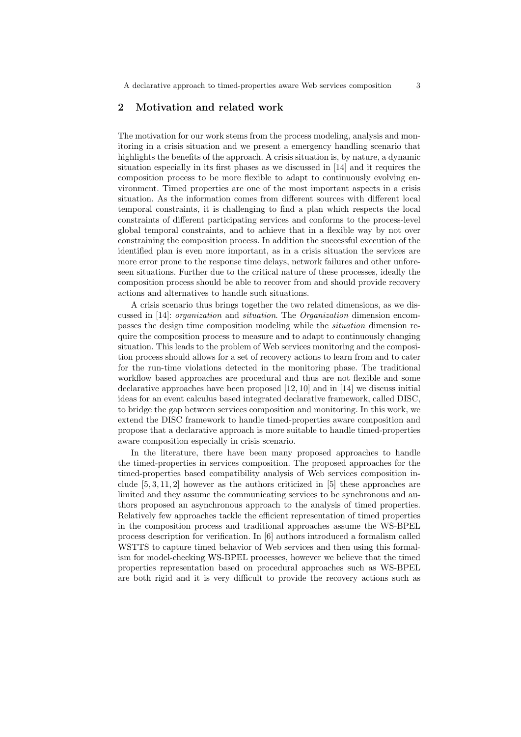## 2 Motivation and related work

The motivation for our work stems from the process modeling, analysis and monitoring in a crisis situation and we present a emergency handling scenario that highlights the benefits of the approach. A crisis situation is, by nature, a dynamic situation especially in its first phases as we discussed in [14] and it requires the composition process to be more flexible to adapt to continuously evolving environment. Timed properties are one of the most important aspects in a crisis situation. As the information comes from different sources with different local temporal constraints, it is challenging to find a plan which respects the local constraints of different participating services and conforms to the process-level global temporal constraints, and to achieve that in a flexible way by not over constraining the composition process. In addition the successful execution of the identified plan is even more important, as in a crisis situation the services are more error prone to the response time delays, network failures and other unforeseen situations. Further due to the critical nature of these processes, ideally the composition process should be able to recover from and should provide recovery actions and alternatives to handle such situations.

A crisis scenario thus brings together the two related dimensions, as we discussed in [14]: *organization* and *situation*. The *Organization* dimension encompasses the design time composition modeling while the *situation* dimension require the composition process to measure and to adapt to continuously changing situation. This leads to the problem of Web services monitoring and the composition process should allows for a set of recovery actions to learn from and to cater for the run-time violations detected in the monitoring phase. The traditional workflow based approaches are procedural and thus are not flexible and some declarative approaches have been proposed [12, 10] and in [14] we discuss initial ideas for an event calculus based integrated declarative framework, called DISC, to bridge the gap between services composition and monitoring. In this work, we extend the DISC framework to handle timed-properties aware composition and propose that a declarative approach is more suitable to handle timed-properties aware composition especially in crisis scenario.

In the literature, there have been many proposed approaches to handle the timed-properties in services composition. The proposed approaches for the timed-properties based compatibility analysis of Web services composition include [5, 3, 11, 2] however as the authors criticized in [5] these approaches are limited and they assume the communicating services to be synchronous and authors proposed an asynchronous approach to the analysis of timed properties. Relatively few approaches tackle the efficient representation of timed properties in the composition process and traditional approaches assume the WS-BPEL process description for verification. In [6] authors introduced a formalism called WSTTS to capture timed behavior of Web services and then using this formalism for model-checking WS-BPEL processes, however we believe that the timed properties representation based on procedural approaches such as WS-BPEL are both rigid and it is very difficult to provide the recovery actions such as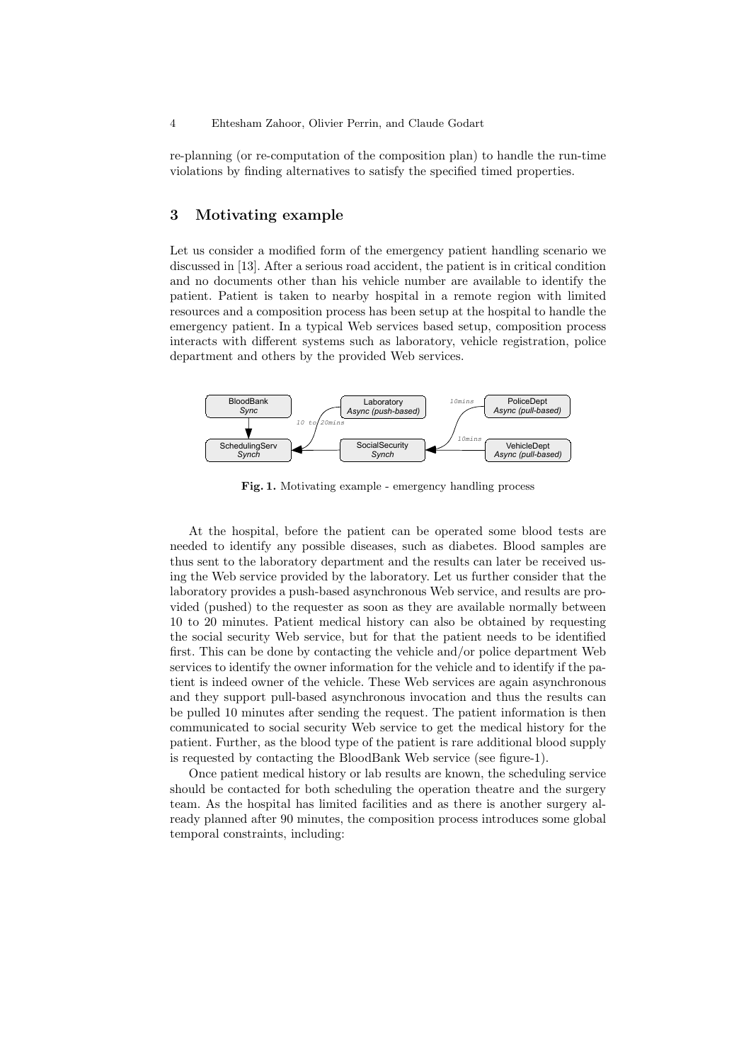re-planning (or re-computation of the composition plan) to handle the run-time violations by finding alternatives to satisfy the specified timed properties.

## 3 Motivating example

Let us consider a modified form of the emergency patient handling scenario we discussed in [13]. After a serious road accident, the patient is in critical condition and no documents other than his vehicle number are available to identify the patient. Patient is taken to nearby hospital in a remote region with limited resources and a composition process has been setup at the hospital to handle the emergency patient. In a typical Web services based setup, composition process interacts with different systems such as laboratory, vehicle registration, police department and others by the provided Web services.

**Fig. 1.** Motivating example - emergency handling process

At the hospital, before the patient can be operated some blood tests are needed to identify any possible diseases, such as diabetes. Blood samples are thus sent to the laboratory department and the results can later be received using the Web service provided by the laboratory. Let us further consider that the laboratory provides a push-based asynchronous Web service, and results are provided (pushed) to the requester as soon as they are available normally between 10 to 20 minutes. Patient medical history can also be obtained by requesting the social security Web service, but for that the patient needs to be identified first. This can be done by contacting the vehicle and/or police department Web services to identify the owner information for the vehicle and to identify if the patient is indeed owner of the vehicle. These Web services are again asynchronous and they support pull-based asynchronous invocation and thus the results can be pulled 10 minutes after sending the request. The patient information is then communicated to social security Web service to get the medical history for the patient. Further, as the blood type of the patient is rare additional blood supply is requested by contacting the BloodBank Web service (see figure-1).

Once patient medical history or lab results are known, the scheduling service should be contacted for both scheduling the operation theatre and the surgery team. As the hospital has limited facilities and as there is another surgery already planned after 90 minutes, the composition process introduces some global temporal constraints, including: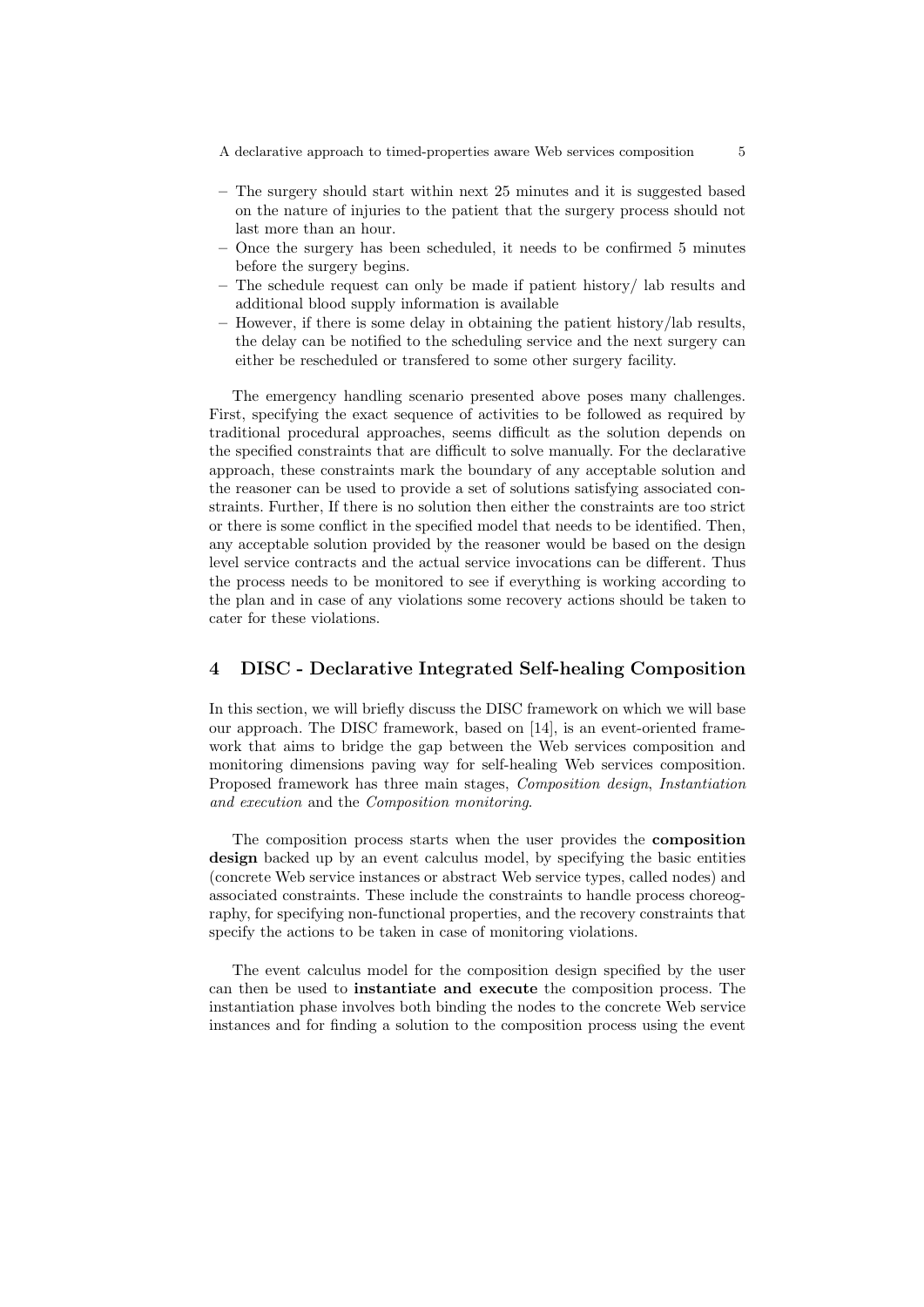- The surgery should start within next 25 minutes and it is suggested based on the nature of injuries to the patient that the surgery process should not last more than an hour.
- Once the surgery has been scheduled, it needs to be confirmed 5 minutes before the surgery begins.
- The schedule request can only be made if patient history/ lab results and additional blood supply information is available
- However, if there is some delay in obtaining the patient history/lab results, the delay can be notified to the scheduling service and the next surgery can either be rescheduled or transfered to some other surgery facility.

The emergency handling scenario presented above poses many challenges. First, specifying the exact sequence of activities to be followed as required by traditional procedural approaches, seems difficult as the solution depends on the specified constraints that are difficult to solve manually. For the declarative approach, these constraints mark the boundary of any acceptable solution and the reasoner can be used to provide a set of solutions satisfying associated constraints. Further, If there is no solution then either the constraints are too strict or there is some conflict in the specified model that needs to be identified. Then, any acceptable solution provided by the reasoner would be based on the design level service contracts and the actual service invocations can be different. Thus the process needs to be monitored to see if everything is working according to the plan and in case of any violations some recovery actions should be taken to cater for these violations.

## 4 DISC - Declarative Integrated Self-healing Composition

In this section, we will briefly discuss the DISC framework on which we will base our approach. The DISC framework, based on [14], is an event-oriented framework that aims to bridge the gap between the Web services composition and monitoring dimensions paving way for self-healing Web services composition. Proposed framework has three main stages, *Composition design*, *Instantiation and execution* and the *Composition monitoring*.

The composition process starts when the user provides the **composition design** backed up by an event calculus model, by specifying the basic entities (concrete Web service instances or abstract Web service types, called nodes) and associated constraints. These include the constraints to handle process choreography, for specifying non-functional properties, and the recovery constraints that specify the actions to be taken in case of monitoring violations.

The event calculus model for the composition design specified by the user can then be used to **instantiate and execute** the composition process. The instantiation phase involves both binding the nodes to the concrete Web service instances and for finding a solution to the composition process using the event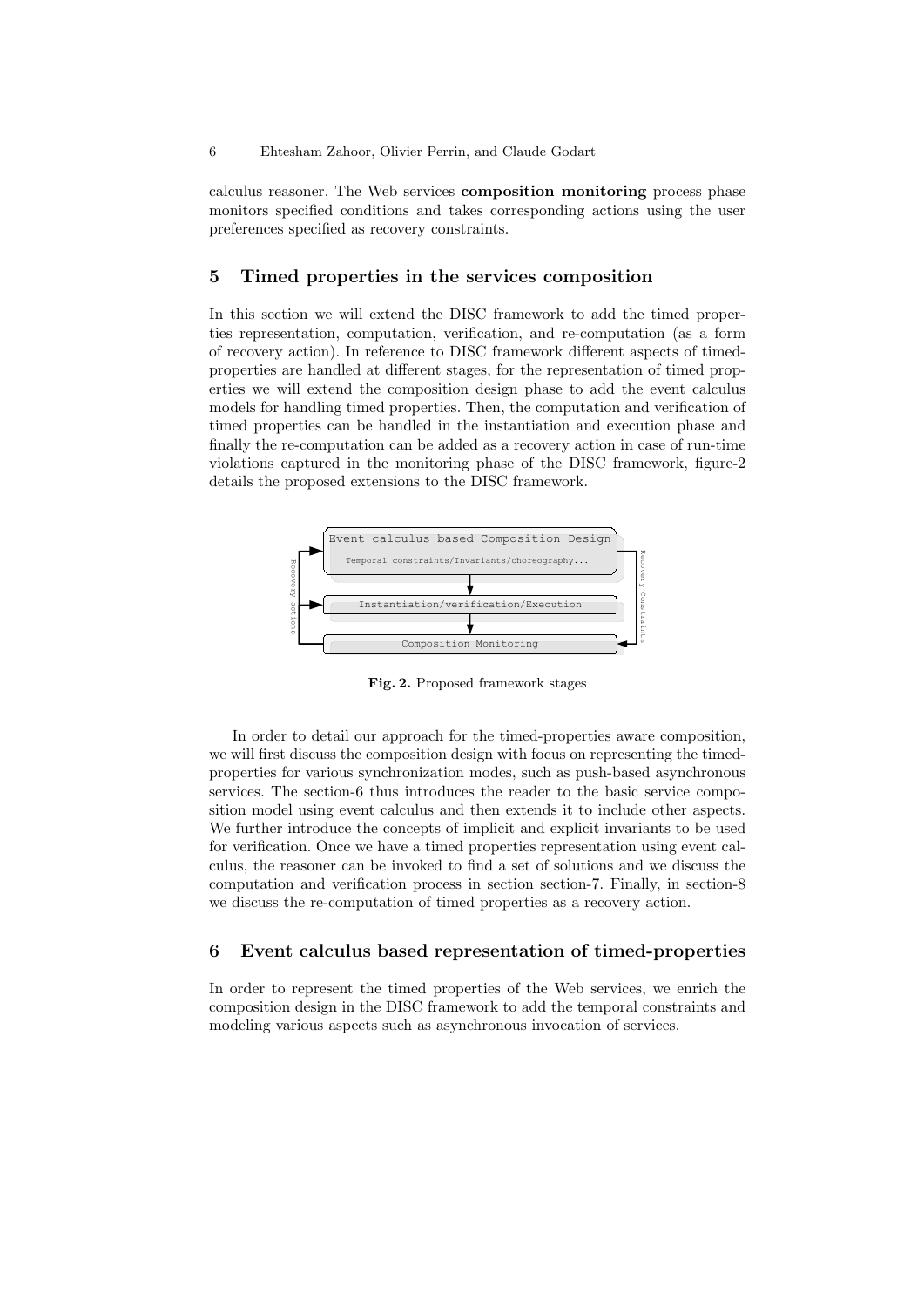calculus reasoner. The Web services **composition monitoring** process phase monitors specified conditions and takes corresponding actions using the user preferences specified as recovery constraints.

## 5 Timed properties in the services composition

In this section we will extend the DISC framework to add the timed properties representation, computation, verification, and re-computation (as a form of recovery action). In reference to DISC framework different aspects of timed-properties are handled at different stages, for the representation of timed properties we will extend the composition design phase to add the event calculus models for handling timed properties. Then, the computation and verification of timed properties can be handled in the instantiation and execution phase and finally the re-computation can be added as a recovery action in case of run-time violations captured in the monitoring phase of the DISC framework, figure-2 details the proposed extensions to the DISC framework.

**Fig. 2.** Proposed framework stages

In order to detail our approach for the timed-properties aware composition, we will first discuss the composition design with focus on representing the timed-properties for various synchronization modes, such as push-based asynchronous services. The section-6 thus introduces the reader to the basic service composition model using event calculus and then extends it to include other aspects. We further introduce the concepts of implicit and explicit invariants to be used for verification. Once we have a timed properties representation using event calculus, the reasoner can be invoked to find a set of solutions and we discuss the computation and verification process in section section-7. Finally, in section-8 we discuss the re-computation of timed properties as a recovery action.

## 6 Event calculus based representation of timed-properties

In order to represent the timed properties of the Web services, we enrich the composition design in the DISC framework to add the temporal constraints and modeling various aspects such as asynchronous invocation of services.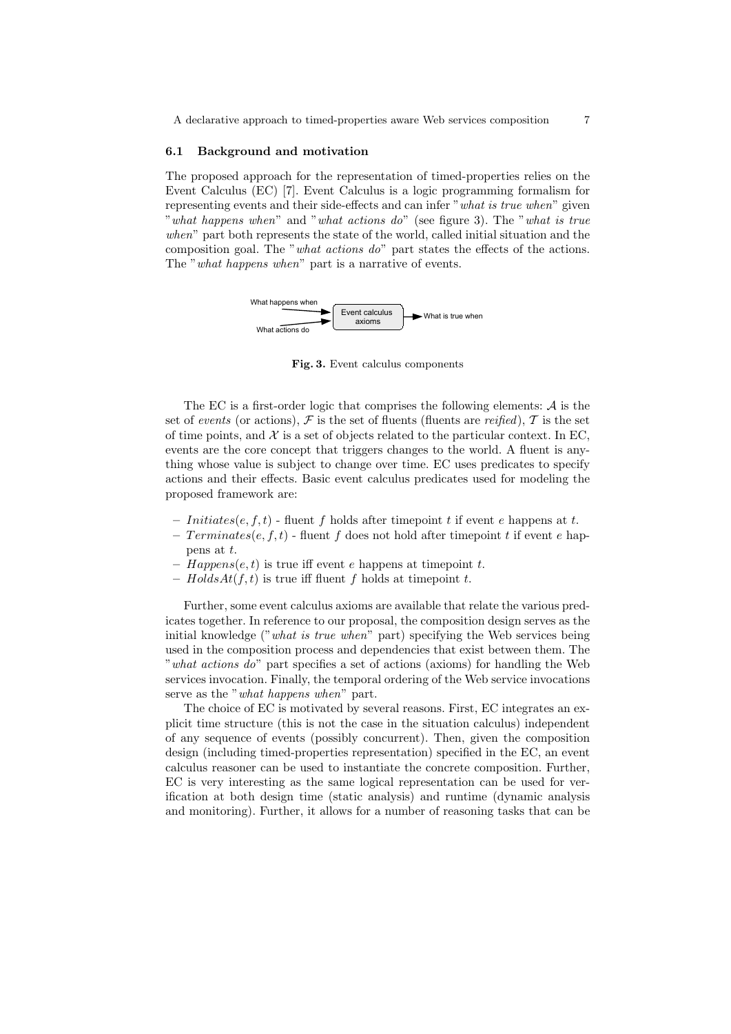### 6.1 Background and motivation

The proposed approach for the representation of timed-properties relies on the Event Calculus (EC) [7]. Event Calculus is a logic programming formalism for representing events and their side-effects and can infer "*what is true when*" given "*what happens when*" and "*what actions do*" (see figure 3). The "*what is true when*" part both represents the state of the world, called initial situation and the composition goal. The "*what actions do*" part states the effects of the actions. The "*what happens when*" part is a narrative of events.

What happens when → Event calculus axioms → What is true when
What actions do →

**Fig. 3.** Event calculus components

The EC is a first-order logic that comprises the following elements: $\mathcal{A}$ is the set of *events* (or actions), $\mathcal{F}$ is the set of fluents (fluents are *reified*), $\mathcal{T}$ is the set of time points, and $\mathcal{X}$ is a set of objects related to the particular context. In EC, events are the core concept that triggers changes to the world. A fluent is anything whose value is subject to change over time. EC uses predicates to specify actions and their effects. Basic event calculus predicates used for modeling the proposed framework are:

- $Initiates(e, f, t)$ - fluent $f$ holds after timepoint $t$ if event $e$ happens at $t$.
- $Terminates(e, f, t)$ - fluent $f$ does not hold after timepoint $t$ if event $e$ happens at $t$.
- $Happens(e, t)$ is true iff event $e$ happens at timepoint $t$.
- $HoldsAt(f, t)$ is true iff fluent $f$ holds at timepoint $t$.

Further, some event calculus axioms are available that relate the various predicates together. In reference to our proposal, the composition design serves as the initial knowledge ("*what is true when*" part) specifying the Web services being used in the composition process and dependencies that exist between them. The "*what actions do*" part specifies a set of actions (axioms) for handling the Web services invocation. Finally, the temporal ordering of the Web service invocations serve as the "*what happens when*" part.

The choice of EC is motivated by several reasons. First, EC integrates an explicit time structure (this is not the case in the situation calculus) independent of any sequence of events (possibly concurrent). Then, given the composition design (including timed-properties representation) specified in the EC, an event calculus reasoner can be used to instantiate the concrete composition. Further, EC is very interesting as the same logical representation can be used for verification at both design time (static analysis) and runtime (dynamic analysis and monitoring). Further, it allows for a number of reasoning tasks that can be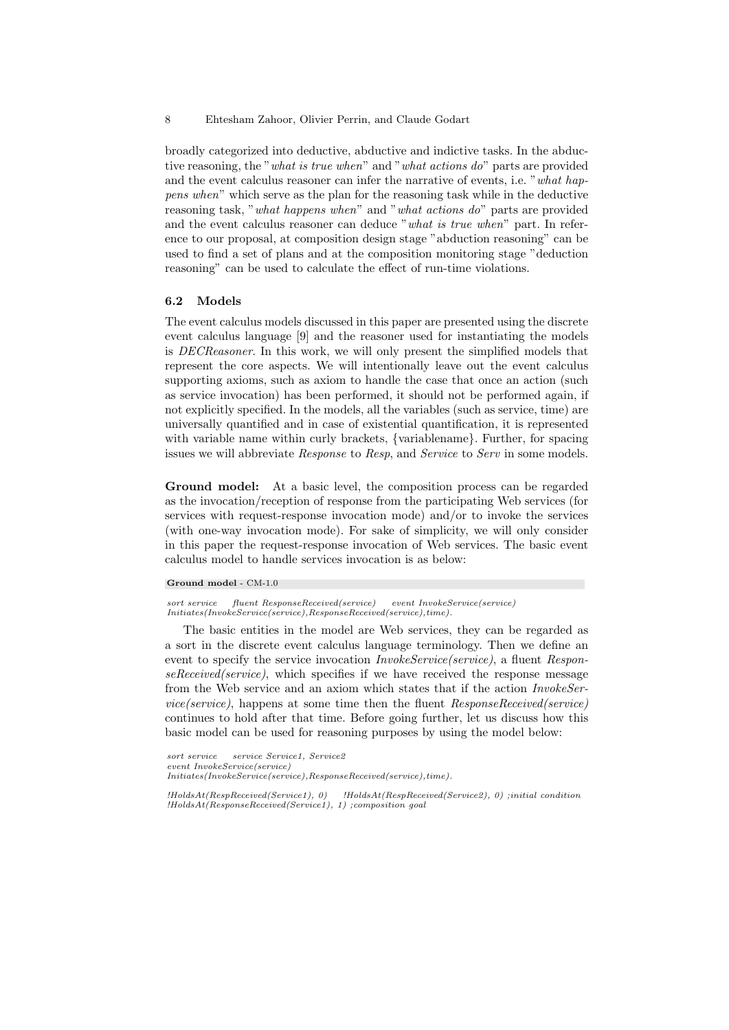broadly categorized into deductive, abductive and indictive tasks. In the abductive reasoning, the "*what is true when*" and "*what actions do*" parts are provided and the event calculus reasoner can infer the narrative of events, i.e. "*what happens when*" which serve as the plan for the reasoning task while in the deductive reasoning task, "*what happens when*" and "*what actions do*" parts are provided and the event calculus reasoner can deduce "*what is true when*" part. In reference to our proposal, at composition design stage "abduction reasoning" can be used to find a set of plans and at the composition monitoring stage "deduction reasoning" can be used to calculate the effect of run-time violations.

### 6.2 Models

The event calculus models discussed in this paper are presented using the discrete event calculus language [9] and the reasoner used for instantiating the models is *DECReasoner*. In this work, we will only present the simplified models that represent the core aspects. We will intentionally leave out the event calculus supporting axioms, such as axiom to handle the case that once an action (such as service invocation) has been performed, it should not be performed again, if not explicitly specified. In the models, all the variables (such as service, time) are universally quantified and in case of existential quantification, it is represented with variable name within curly brackets, {variablename}. Further, for spacing issues we will abbreviate *Response* to *Resp*, and *Service* to *Serv* in some models.

**Ground model:** At a basic level, the composition process can be regarded as the invocation/reception of response from the participating Web services (for services with request-response invocation mode) and/or to invoke the services (with one-way invocation mode). For sake of simplicity, we will only consider in this paper the request-response invocation of Web services. The basic event calculus model to handle services invocation is as below:

**Ground model** - CM-1.0

```
sort service    fluent ResponseReceived(service)    event InvokeService(service)
Initiates(InvokeService(service),ResponseReceived(service),time).
```

The basic entities in the model are Web services, they can be regarded as a sort in the discrete event calculus language terminology. Then we define an event to specify the service invocation *InvokeService(service)*, a fluent *ResponseReceived(service)*, which specifies if we have received the response message from the Web service and an axiom which states that if the action *InvokeService(service)*, happens at some time then the fluent *ResponseReceived(service)* continues to hold after that time. Before going further, let us discuss how this basic model can be used for reasoning purposes by using the model below:

```
sort service    service Service1, Service2
event InvokeService(service)
Initiates(InvokeService(service),ResponseReceived(service),time).

!HoldsAt(RespReceived(Service1), 0)    !HoldsAt(RespReceived(Service2), 0) ;initial condition
!HoldsAt(ResponseReceived(Service1), 1) ;composition goal
```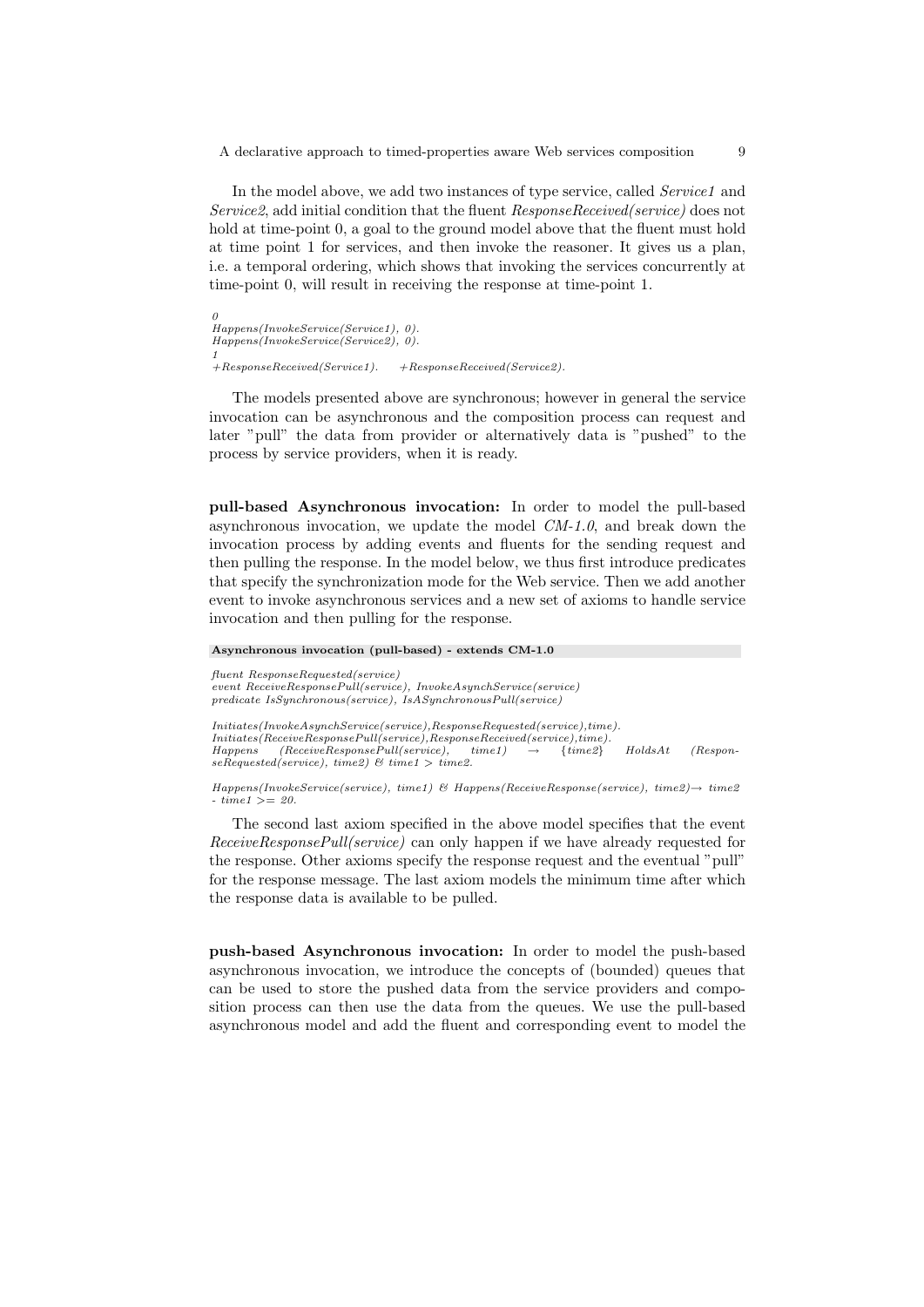In the model above, we add two instances of type service, called *Service1* and *Service2*, add initial condition that the fluent *ResponseReceived(service)* does not hold at time-point 0, a goal to the ground model above that the fluent must hold at time point 1 for services, and then invoke the reasoner. It gives us a plan, i.e. a temporal ordering, which shows that invoking the services concurrently at time-point 0, will result in receiving the response at time-point 1.

```
0
Happens(InvokeService(Service1), 0).
Happens(InvokeService(Service2), 0).
1
+ResponseReceived(Service1).    +ResponseReceived(Service2).
```

The models presented above are synchronous; however in general the service invocation can be asynchronous and the composition process can request and later "pull" the data from provider or alternatively data is "pushed" to the process by service providers, when it is ready.

**pull-based Asynchronous invocation:** In order to model the pull-based asynchronous invocation, we update the model *CM-1.0*, and break down the invocation process by adding events and fluents for the sending request and then pulling the response. In the model below, we thus first introduce predicates that specify the synchronization mode for the Web service. Then we add another event to invoke asynchronous services and a new set of axioms to handle service invocation and then pulling for the response.

**Asynchronous invocation (pull-based) - extends CM-1.0**

```
fluent ResponseRequested(service)
event ReceiveResponsePull(service), InvokeAsynchService(service)
predicate IsSynchronous(service), IsASynchronousPull(service)

Initiates(InvokeAsynchService(service),ResponseRequested(service),time).
Initiates(ReceiveResponsePull(service),ResponseReceived(service),time).
Happens (ReceiveResponsePull(service), time1) → {time2} HoldsAt (ResponseRequested(service), time2) & time1 > time2.

Happens(InvokeService(service), time1) & Happens(ReceiveResponse(service), time2)→ time2 - time1 >= 20.
```

The second last axiom specified in the above model specifies that the event *ReceiveResponsePull(service)* can only happen if we have already requested for the response. Other axioms specify the response request and the eventual "pull" for the response message. The last axiom models the minimum time after which the response data is available to be pulled.

**push-based Asynchronous invocation:** In order to model the push-based asynchronous invocation, we introduce the concepts of (bounded) queues that can be used to store the pushed data from the service providers and composition process can then use the data from the queues. We use the pull-based asynchronous model and add the fluent and corresponding event to model the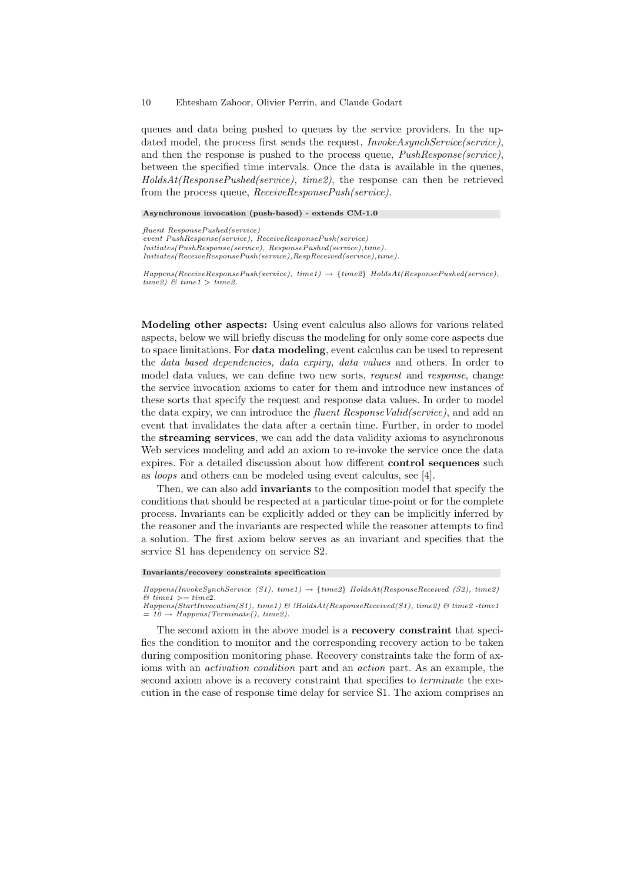queues and data being pushed to queues by the service providers. In the updated model, the process first sends the request, *InvokeAsynchService(service)*, and then the response is pushed to the process queue, *PushResponse(service)*, between the specified time intervals. Once the data is available in the queues, *HoldsAt(ResponsePushed(service), time2)*, the response can then be retrieved from the process queue, *ReceiveResponsePush(service)*.

**Asynchronous invocation (push-based) - extends CM-1.0**

*fluent ResponsePushed(service)*
*event PushResponse(service), ReceiveResponsePush(service)*
*Initiates(PushResponse(service), ResponsePushed(service),time).*
*Initiates(ReceiveResponsePush(service),RespReceived(service),time).*

*Happens(ReceiveResponsePush(service), time1) → {time2} HoldsAt(ResponsePushed(service), time2) & time1 > time2.*

**Modeling other aspects:** Using event calculus also allows for various related aspects, below we will briefly discuss the modeling for only some core aspects due to space limitations. For **data modeling**, event calculus can be used to represent the *data based dependencies, data expiry, data values* and others. In order to model data values, we can define two new sorts, *request* and *response*, change the service invocation axioms to cater for them and introduce new instances of these sorts that specify the request and response data values. In order to model the data expiry, we can introduce the *fluent ResponseValid(service)*, and add an event that invalidates the data after a certain time. Further, in order to model the **streaming services**, we can add the data validity axioms to asynchronous Web services modeling and add an axiom to re-invoke the service once the data expires. For a detailed discussion about how different **control sequences** such as *loops* and others can be modeled using event calculus, see [4].

Then, we can also add **invariants** to the composition model that specify the conditions that should be respected at a particular time-point or for the complete process. Invariants can be explicitly added or they can be implicitly inferred by the reasoner and the invariants are respected while the reasoner attempts to find a solution. The first axiom below serves as an invariant and specifies that the service S1 has dependency on service S2.

**Invariants/recovery constraints specification**

*Happens(InvokeSynchService (S1), time1) → {time2} HoldsAt(ResponseReceived (S2), time2) & time1 >= time2.*
*Happens(StartInvocation(S1), time1) & !HoldsAt(ResponseReceived(S1), time2) & time2 -time1 = 10 → Happens(Terminate(), time2).*

The second axiom in the above model is a **recovery constraint** that specifies the condition to monitor and the corresponding recovery action to be taken during composition monitoring phase. Recovery constraints take the form of axioms with an *activation condition* part and an *action* part. As an example, the second axiom above is a recovery constraint that specifies to *terminate* the execution in the case of response time delay for service S1. The axiom comprises an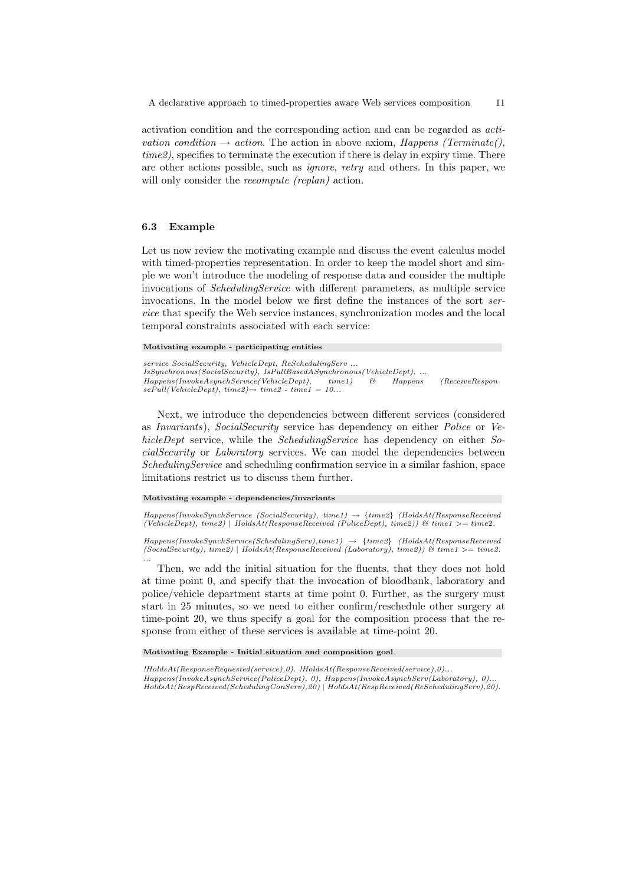activation condition and the corresponding action and can be regarded as *activation condition → action*. The action in above axiom, *Happens (Terminate(), time2)*, specifies to terminate the execution if there is delay in expiry time. There are other actions possible, such as *ignore*, *retry* and others. In this paper, we will only consider the *recompute (replan)* action.

### 6.3 Example

Let us now review the motivating example and discuss the event calculus model with timed-properties representation. In order to keep the model short and simple we won't introduce the modeling of response data and consider the multiple invocations of *SchedulingService* with different parameters, as multiple service invocations. In the model below we first define the instances of the sort *service* that specify the Web service instances, synchronization modes and the local temporal constraints associated with each service:

**Motivating example - participating entities**

*service SocialSecurity, VehicleDept, ReSchedulingServ ...*
*IsSynchronous(SocialSecurity), IsPullBasedASynchronous(VehicleDept), ...*
*Happens(InvokeAsynchService(VehicleDept), time1) & Happens (ReceiveResponsePull(VehicleDept), time2)→ time2 - time1 = 10...*

Next, we introduce the dependencies between different services (considered as *Invariants*), *SocialSecurity* service has dependency on either *Police* or *VehicleDept* service, while the *SchedulingService* has dependency on either *SocialSecurity* or *Laboratory* services. We can model the dependencies between *SchedulingService* and scheduling confirmation service in a similar fashion, space limitations restrict us to discuss them further.

**Motivating example - dependencies/invariants**

*Happens(InvokeSynchService (SocialSecurity), time1) → {time2} (HoldsAt(ResponseReceived (VehicleDept), time2) | HoldsAt(ResponseReceived (PoliceDept), time2)) & time1 >= time2.*

*Happens(InvokeSynchService(SchedulingServ),time1) → {time2} (HoldsAt(ResponseReceived (SocialSecurity), time2) | HoldsAt(ResponseReceived (Laboratory), time2)) & time1 >= time2.*
*...*

Then, we add the initial situation for the fluents, that they does not hold at time point 0, and specify that the invocation of bloodbank, laboratory and police/vehicle department starts at time point 0. Further, as the surgery must start in 25 minutes, so we need to either confirm/reschedule other surgery at time-point 20, we thus specify a goal for the composition process that the response from either of these services is available at time-point 20.

**Motivating Example - Initial situation and composition goal**

*!HoldsAt(ResponseRequested(service),0). !HoldsAt(ResponseReceived(service),0)...*
*Happens(InvokeAsynchService(PoliceDept), 0), Happens(InvokeAsynchServ(Laboratory), 0)...*
*HoldsAt(RespReceived(SchedulingConServ),20) | HoldsAt(RespReceived(ReSchedulingServ),20).*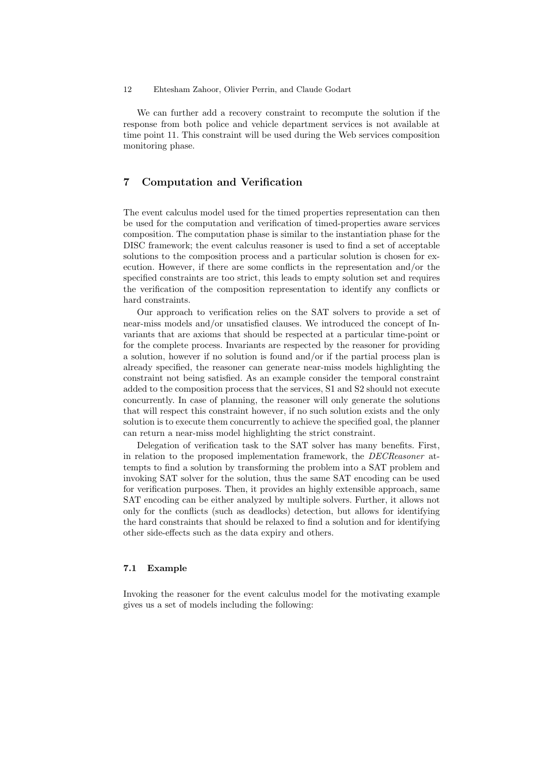We can further add a recovery constraint to recompute the solution if the response from both police and vehicle department services is not available at time point 11. This constraint will be used during the Web services composition monitoring phase.

## 7 Computation and Verification

The event calculus model used for the timed properties representation can then be used for the computation and verification of timed-properties aware services composition. The computation phase is similar to the instantiation phase for the DISC framework; the event calculus reasoner is used to find a set of acceptable solutions to the composition process and a particular solution is chosen for execution. However, if there are some conflicts in the representation and/or the specified constraints are too strict, this leads to empty solution set and requires the verification of the composition representation to identify any conflicts or hard constraints.

Our approach to verification relies on the SAT solvers to provide a set of near-miss models and/or unsatisfied clauses. We introduced the concept of Invariants that are axioms that should be respected at a particular time-point or for the complete process. Invariants are respected by the reasoner for providing a solution, however if no solution is found and/or if the partial process plan is already specified, the reasoner can generate near-miss models highlighting the constraint not being satisfied. As an example consider the temporal constraint added to the composition process that the services, S1 and S2 should not execute concurrently. In case of planning, the reasoner will only generate the solutions that will respect this constraint however, if no such solution exists and the only solution is to execute them concurrently to achieve the specified goal, the planner can return a near-miss model highlighting the strict constraint.

Delegation of verification task to the SAT solver has many benefits. First, in relation to the proposed implementation framework, the *DECReasoner* attempts to find a solution by transforming the problem into a SAT problem and invoking SAT solver for the solution, thus the same SAT encoding can be used for verification purposes. Then, it provides an highly extensible approach, same SAT encoding can be either analyzed by multiple solvers. Further, it allows not only for the conflicts (such as deadlocks) detection, but allows for identifying the hard constraints that should be relaxed to find a solution and for identifying other side-effects such as the data expiry and others.

### 7.1 Example

Invoking the reasoner for the event calculus model for the motivating example gives us a set of models including the following: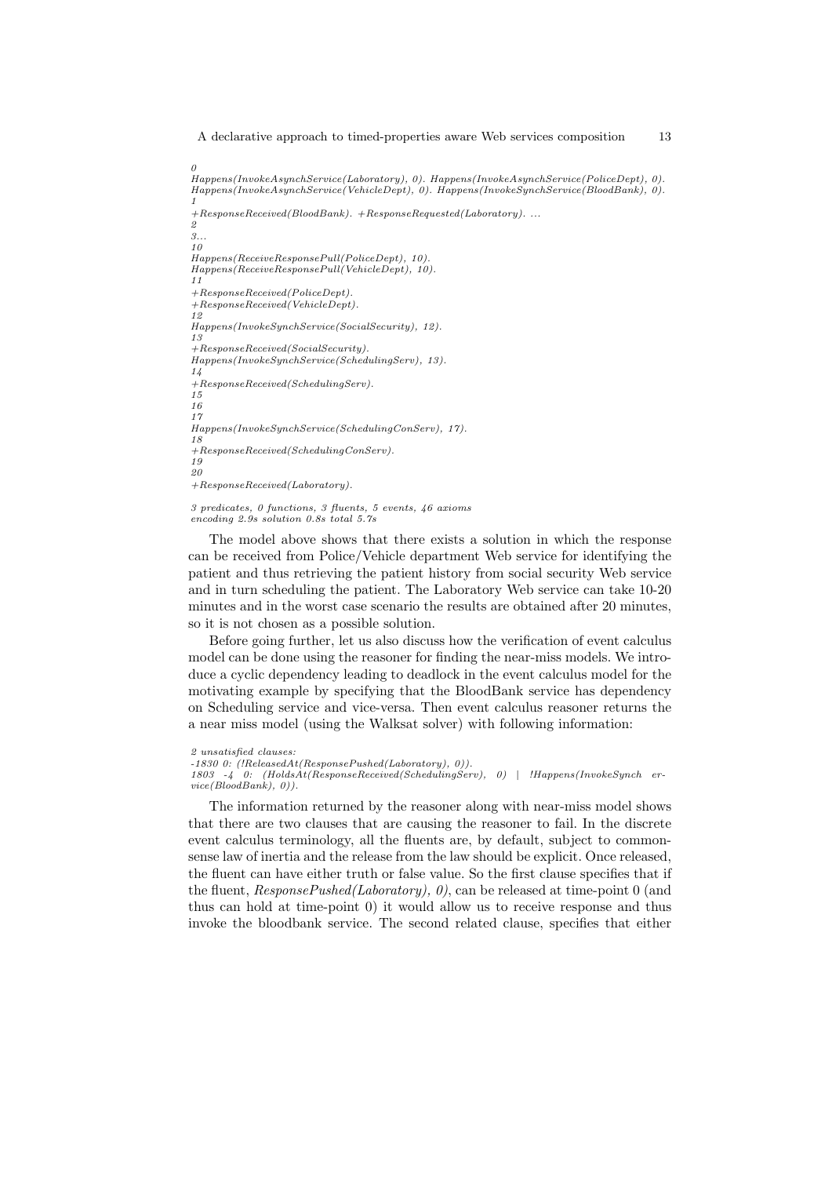```
0
Happens(InvokeAsynchService(Laboratory), 0). Happens(InvokeAsynchService(PoliceDept), 0).
Happens(InvokeAsynchService(VehicleDept), 0). Happens(InvokeSynchService(BloodBank), 0).
1
+ResponseReceived(BloodBank). +ResponseRequested(Laboratory). ...
2
3...
10
Happens(ReceiveResponsePull(PoliceDept), 10).
Happens(ReceiveResponsePull(VehicleDept), 10).
11
+ResponseReceived(PoliceDept).
+ResponseReceived(VehicleDept).
12
Happens(InvokeSynchService(SocialSecurity), 12).
13
+ResponseReceived(SocialSecurity).
Happens(InvokeSynchService(SchedulingServ), 13).
14
+ResponseReceived(SchedulingServ).
15
16
17
Happens(InvokeSynchService(SchedulingConServ), 17).
18
+ResponseReceived(SchedulingConServ).
19
20
+ResponseReceived(Laboratory).

3 predicates, 0 functions, 3 fluents, 5 events, 46 axioms
encoding 2.9s solution 0.8s total 5.7s
```

The model above shows that there exists a solution in which the response can be received from Police/Vehicle department Web service for identifying the patient and thus retrieving the patient history from social security Web service and in turn scheduling the patient. The Laboratory Web service can take 10-20 minutes and in the worst case scenario the results are obtained after 20 minutes, so it is not chosen as a possible solution.

Before going further, let us also discuss how the verification of event calculus model can be done using the reasoner for finding the near-miss models. We introduce a cyclic dependency leading to deadlock in the event calculus model for the motivating example by specifying that the BloodBank service has dependency on Scheduling service and vice-versa. Then event calculus reasoner returns the a near miss model (using the Walksat solver) with following information:

```
2 unsatisfied clauses:
-1830 0: (!ReleasedAt(ResponsePushed(Laboratory), 0)).
1803 -4 0: (HoldsAt(ResponseReceived(SchedulingServ), 0) | !Happens(InvokeSynch ervice(BloodBank), 0)).
```

The information returned by the reasoner along with near-miss model shows that there are two clauses that are causing the reasoner to fail. In the discrete event calculus terminology, all the fluents are, by default, subject to commonsense law of inertia and the release from the law should be explicit. Once released, the fluent can have either truth or false value. So the first clause specifies that if the fluent, *ResponsePushed(Laboratory), 0)*, can be released at time-point 0 (and thus can hold at time-point 0) it would allow us to receive response and thus invoke the bloodbank service. The second related clause, specifies that either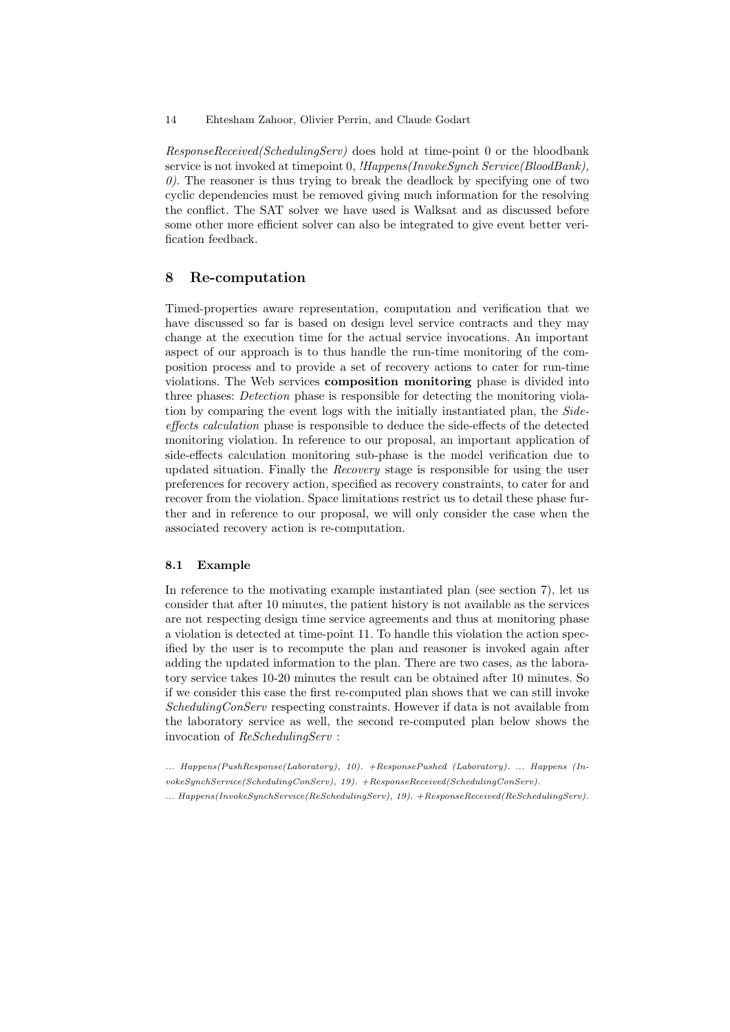*ResponseReceived(SchedulingServ)* does hold at time-point 0 or the bloodbank service is not invoked at timepoint 0, *!Happens(InvokeSynch Service(BloodBank), 0)*. The reasoner is thus trying to break the deadlock by specifying one of two cyclic dependencies must be removed giving much information for the resolving the conflict. The SAT solver we have used is Walksat and as discussed before some other more efficient solver can also be integrated to give event better verification feedback.

## 8 Re-computation

Timed-properties aware representation, computation and verification that we have discussed so far is based on design level service contracts and they may change at the execution time for the actual service invocations. An important aspect of our approach is to thus handle the run-time monitoring of the composition process and to provide a set of recovery actions to cater for run-time violations. The Web services **composition monitoring** phase is divided into three phases: *Detection* phase is responsible for detecting the monitoring violation by comparing the event logs with the initially instantiated plan, the *Side-effects calculation* phase is responsible to deduce the side-effects of the detected monitoring violation. In reference to our proposal, an important application of side-effects calculation monitoring sub-phase is the model verification due to updated situation. Finally the *Recovery* stage is responsible for using the user preferences for recovery action, specified as recovery constraints, to cater for and recover from the violation. Space limitations restrict us to detail these phase further and in reference to our proposal, we will only consider the case when the associated recovery action is re-computation.

### 8.1 Example

In reference to the motivating example instantiated plan (see section 7), let us consider that after 10 minutes, the patient history is not available as the services are not respecting design time service agreements and thus at monitoring phase a violation is detected at time-point 11. To handle this violation the action specified by the user is to recompute the plan and reasoner is invoked again after adding the updated information to the plan. There are two cases, as the laboratory service takes 10-20 minutes the result can be obtained after 10 minutes. So if we consider this case the first re-computed plan shows that we can still invoke *SchedulingConServ* respecting constraints. However if data is not available from the laboratory service as well, the second re-computed plan below shows the invocation of *ReSchedulingServ* :

*... Happens(PushResponse(Laboratory), 10). +ResponsePushed (Laboratory). ... Happens (InvokeSynchService(SchedulingConServ), 19). +ResponseReceived(SchedulingConServ).*

*... Happens(InvokeSynchService(ReSchedulingServ), 19). +ResponseReceived(ReSchedulingServ).*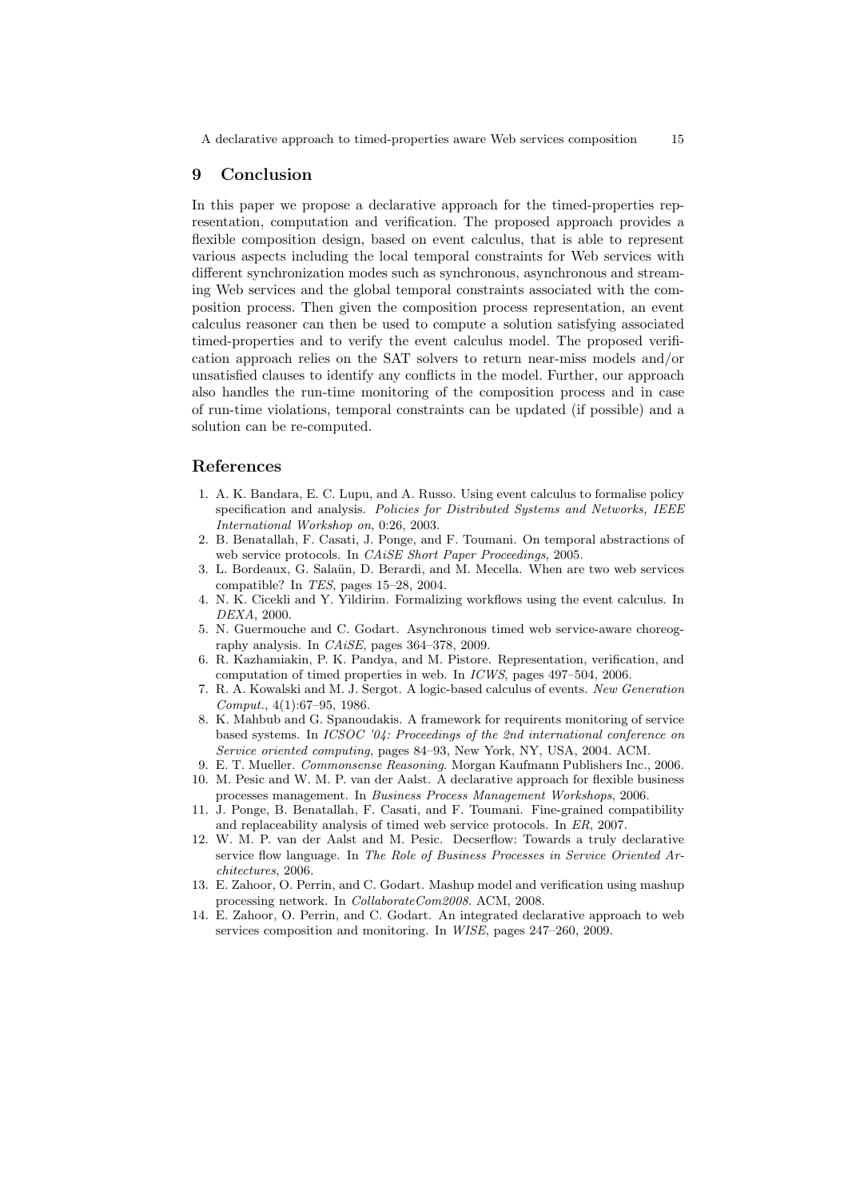## 9 Conclusion

In this paper we propose a declarative approach for the timed-properties representation, computation and verification. The proposed approach provides a flexible composition design, based on event calculus, that is able to represent various aspects including the local temporal constraints for Web services with different synchronization modes such as synchronous, asynchronous and streaming Web services and the global temporal constraints associated with the composition process. Then given the composition process representation, an event calculus reasoner can then be used to compute a solution satisfying associated timed-properties and to verify the event calculus model. The proposed verification approach relies on the SAT solvers to return near-miss models and/or unsatisfied clauses to identify any conflicts in the model. Further, our approach also handles the run-time monitoring of the composition process and in case of run-time violations, temporal constraints can be updated (if possible) and a solution can be re-computed.

## References

1. A. K. Bandara, E. C. Lupu, and A. Russo. Using event calculus to formalise policy specification and analysis. *Policies for Distributed Systems and Networks, IEEE International Workshop on*, 0:26, 2003.
2. B. Benatallah, F. Casati, J. Ponge, and F. Toumani. On temporal abstractions of web service protocols. In *CAiSE Short Paper Proceedings*, 2005.
3. L. Bordeaux, G. Salaün, D. Berardi, and M. Mecella. When are two web services compatible? In *TES*, pages 15–28, 2004.
4. N. K. Cicekli and Y. Yildirim. Formalizing workflows using the event calculus. In *DEXA*, 2000.
5. N. Guermouche and C. Godart. Asynchronous timed web service-aware choreography analysis. In *CAiSE*, pages 364–378, 2009.
6. R. Kazhamiakin, P. K. Pandya, and M. Pistore. Representation, verification, and computation of timed properties in web. In *ICWS*, pages 497–504, 2006.
7. R. A. Kowalski and M. J. Sergot. A logic-based calculus of events. *New Generation Comput.*, 4(1):67–95, 1986.
8. K. Mahbub and G. Spanoudakis. A framework for requirents monitoring of service based systems. In *ICSOC '04: Proceedings of the 2nd international conference on Service oriented computing*, pages 84–93, New York, NY, USA, 2004. ACM.
9. E. T. Mueller. *Commonsense Reasoning*. Morgan Kaufmann Publishers Inc., 2006.
10. M. Pesic and W. M. P. van der Aalst. A declarative approach for flexible business processes management. In *Business Process Management Workshops*, 2006.
11. J. Ponge, B. Benatallah, F. Casati, and F. Toumani. Fine-grained compatibility and replaceability analysis of timed web service protocols. In *ER*, 2007.
12. W. M. P. van der Aalst and M. Pesic. Decserflow: Towards a truly declarative service flow language. In *The Role of Business Processes in Service Oriented Architectures*, 2006.
13. E. Zahoor, O. Perrin, and C. Godart. Mashup model and verification using mashup processing network. In *CollaborateCom2008*. ACM, 2008.
14. E. Zahoor, O. Perrin, and C. Godart. An integrated declarative approach to web services composition and monitoring. In *WISE*, pages 247–260, 2009.